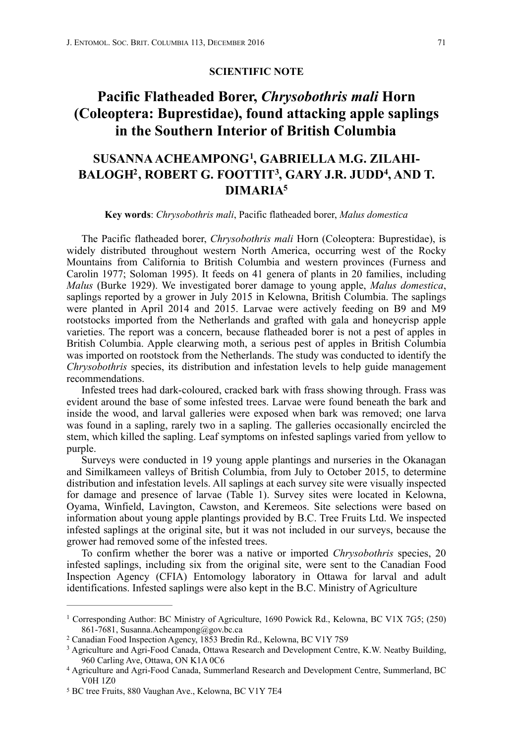SCIENTIFIC NOTE

# Pacific Flatheaded Borer, *Chrysobothris mali* Horn (Coleoptera: Buprestidae), found attacking apple saplings in the Southern Interior of British Columbia

## SUSANNA ACHEAMPONG[1], GABRIELLA M.G. ZILAHI-BALOGH[2], ROBERT G. FOOTTIT[3], GARY J.R. JUDD[4], AND T. DIMARIA[5]

**Key words**: *Chrysobothris mali*, Pacific flatheaded borer, *Malus domestica*

The Pacific flatheaded borer, *Chrysobothris mali* Horn (Coleoptera: Buprestidae), is widely distributed throughout western North America, occurring west of the Rocky Mountains from California to British Columbia and western provinces (Furness and Carolin 1977; Soloman 1995). It feeds on 41 genera of plants in 20 families, including *Malus* (Burke 1929). We investigated borer damage to young apple, *Malus domestica*, saplings reported by a grower in July 2015 in Kelowna, British Columbia. The saplings were planted in April 2014 and 2015. Larvae were actively feeding on B9 and M9 rootstocks imported from the Netherlands and grafted with gala and honeycrisp apple varieties. The report was a concern, because flatheaded borer is not a pest of apples in British Columbia. Apple clearwing moth, a serious pest of apples in British Columbia was imported on rootstock from the Netherlands. The study was conducted to identify the *Chrysobothris* species, its distribution and infestation levels to help guide management recommendations.

Infested trees had dark-coloured, cracked bark with frass showing through. Frass was evident around the base of some infested trees. Larvae were found beneath the bark and inside the wood, and larval galleries were exposed when bark was removed; one larva was found in a sapling, rarely two in a sapling. The galleries occasionally encircled the stem, which killed the sapling. Leaf symptoms on infested saplings varied from yellow to purple.

Surveys were conducted in 19 young apple plantings and nurseries in the Okanagan and Similkameen valleys of British Columbia, from July to October 2015, to determine distribution and infestation levels. All saplings at each survey site were visually inspected for damage and presence of larvae (Table 1). Survey sites were located in Kelowna, Oyama, Winfield, Lavington, Cawston, and Keremeos. Site selections were based on information about young apple plantings provided by B.C. Tree Fruits Ltd. We inspected infested saplings at the original site, but it was not included in our surveys, because the grower had removed some of the infested trees.

To confirm whether the borer was a native or imported *Chrysobothris* species, 20 infested saplings, including six from the original site, were sent to the Canadian Food Inspection Agency (CFIA) Entomology laboratory in Ottawa for larval and adult identifications. Infested saplings were also kept in the B.C. Ministry of Agriculture

---

[1] Corresponding Author: BC Ministry of Agriculture, 1690 Powick Rd., Kelowna, BC V1X 7G5; (250) 861-7681, Susanna.Acheampong@gov.bc.ca

[2] Canadian Food Inspection Agency, 1853 Bredin Rd., Kelowna, BC V1Y 7S9

[3] Agriculture and Agri-Food Canada, Ottawa Research and Development Centre, K.W. Neatby Building, 960 Carling Ave, Ottawa, ON K1A 0C6

[4] Agriculture and Agri-Food Canada, Summerland Research and Development Centre, Summerland, BC V0H 1Z0

[5] BC tree Fruits, 880 Vaughan Ave., Kelowna, BC V1Y 7E4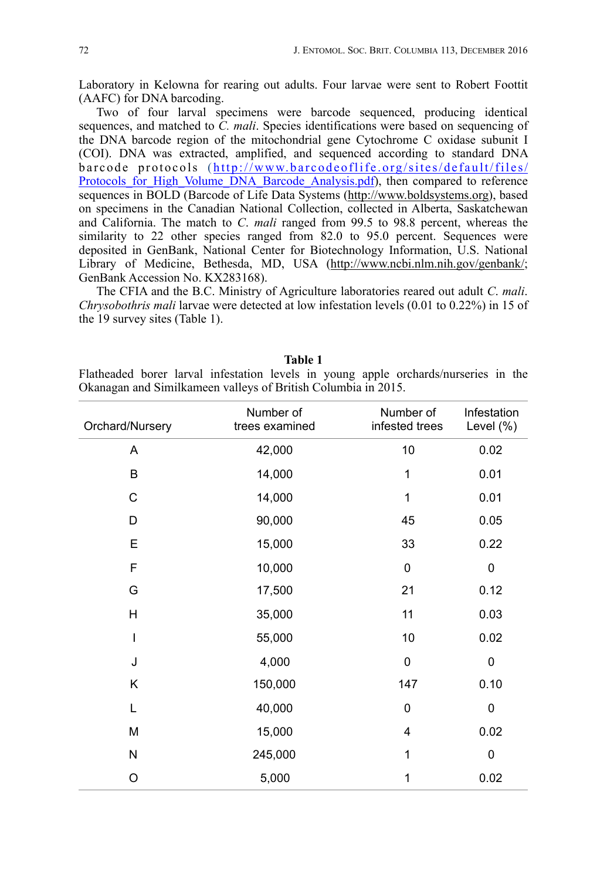Laboratory in Kelowna for rearing out adults. Four larvae were sent to Robert Foottit (AAFC) for DNA barcoding.

Two of four larval specimens were barcode sequenced, producing identical sequences, and matched to *C. mali*. Species identifications were based on sequencing of the DNA barcode region of the mitochondrial gene Cytochrome C oxidase subunit I (COI). DNA was extracted, amplified, and sequenced according to standard DNA barcode protocols (http://www.barcodeoflife.org/sites/default/files/Protocols_for_High_Volume_DNA_Barcode_Analysis.pdf), then compared to reference sequences in BOLD (Barcode of Life Data Systems (http://www.boldsystems.org), based on specimens in the Canadian National Collection, collected in Alberta, Saskatchewan and California. The match to *C. mali* ranged from 99.5 to 98.8 percent, whereas the similarity to 22 other species ranged from 82.0 to 95.0 percent. Sequences were deposited in GenBank, National Center for Biotechnology Information, U.S. National Library of Medicine, Bethesda, MD, USA (http://www.ncbi.nlm.nih.gov/genbank/; GenBank Accession No. KX283168).

The CFIA and the B.C. Ministry of Agriculture laboratories reared out adult *C. mali*. *Chrysobothris mali* larvae were detected at low infestation levels (0.01 to 0.22%) in 15 of the 19 survey sites (Table 1).

**Table 1**

Flatheaded borer larval infestation levels in young apple orchards/nurseries in the Okanagan and Similkameen valleys of British Columbia in 2015.

| Orchard/Nursery | Number of trees examined | Number of infested trees | Infestation Level (%) |
|---|---|---|---|
| A | 42,000 | 10 | 0.02 |
| B | 14,000 | 1 | 0.01 |
| C | 14,000 | 1 | 0.01 |
| D | 90,000 | 45 | 0.05 |
| E | 15,000 | 33 | 0.22 |
| F | 10,000 | 0 | 0 |
| G | 17,500 | 21 | 0.12 |
| H | 35,000 | 11 | 0.03 |
| I | 55,000 | 10 | 0.02 |
| J | 4,000 | 0 | 0 |
| K | 150,000 | 147 | 0.10 |
| L | 40,000 | 0 | 0 |
| M | 15,000 | 4 | 0.02 |
| N | 245,000 | 1 | 0 |
| O | 5,000 | 1 | 0.02 |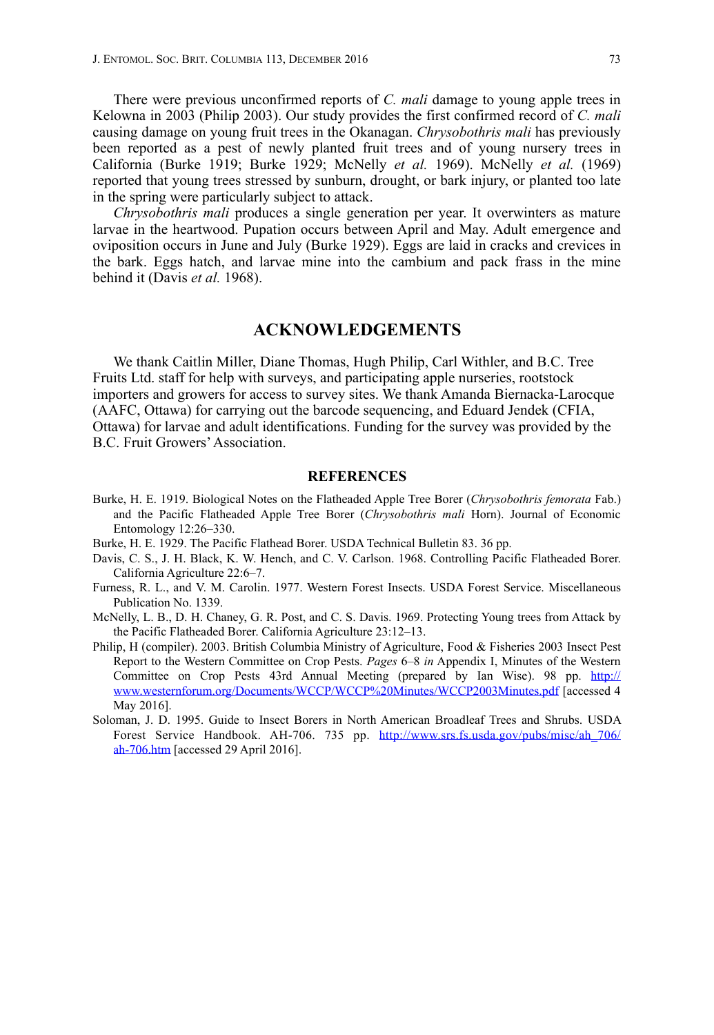There were previous unconfirmed reports of *C. mali* damage to young apple trees in Kelowna in 2003 (Philip 2003). Our study provides the first confirmed record of *C. mali* causing damage on young fruit trees in the Okanagan. *Chrysobothris mali* has previously been reported as a pest of newly planted fruit trees and of young nursery trees in California (Burke 1919; Burke 1929; McNelly *et al.* 1969). McNelly *et al.* (1969) reported that young trees stressed by sunburn, drought, or bark injury, or planted too late in the spring were particularly subject to attack.

*Chrysobothris mali* produces a single generation per year. It overwinters as mature larvae in the heartwood. Pupation occurs between April and May. Adult emergence and oviposition occurs in June and July (Burke 1929). Eggs are laid in cracks and crevices in the bark. Eggs hatch, and larvae mine into the cambium and pack frass in the mine behind it (Davis *et al.* 1968).

## ACKNOWLEDGEMENTS

We thank Caitlin Miller, Diane Thomas, Hugh Philip, Carl Withler, and B.C. Tree Fruits Ltd. staff for help with surveys, and participating apple nurseries, rootstock importers and growers for access to survey sites. We thank Amanda Biernacka-Larocque (AAFC, Ottawa) for carrying out the barcode sequencing, and Eduard Jendek (CFIA, Ottawa) for larvae and adult identifications. Funding for the survey was provided by the B.C. Fruit Growers' Association.

### REFERENCES

Burke, H. E. 1919. Biological Notes on the Flatheaded Apple Tree Borer (*Chrysobothris femorata* Fab.) and the Pacific Flatheaded Apple Tree Borer (*Chrysobothris mali* Horn). Journal of Economic Entomology 12:26–330.

Burke, H. E. 1929. The Pacific Flathead Borer. USDA Technical Bulletin 83. 36 pp.

Davis, C. S., J. H. Black, K. W. Hench, and C. V. Carlson. 1968. Controlling Pacific Flatheaded Borer. California Agriculture 22:6–7.

Furness, R. L., and V. M. Carolin. 1977. Western Forest Insects. USDA Forest Service. Miscellaneous Publication No. 1339.

McNelly, L. B., D. H. Chaney, G. R. Post, and C. S. Davis. 1969. Protecting Young trees from Attack by the Pacific Flatheaded Borer. California Agriculture 23:12–13.

Philip, H (compiler). 2003. British Columbia Ministry of Agriculture, Food & Fisheries 2003 Insect Pest Report to the Western Committee on Crop Pests. *Pages* 6–8 *in* Appendix I, Minutes of the Western Committee on Crop Pests 43rd Annual Meeting (prepared by Ian Wise). 98 pp. http://www.westernforum.org/Documents/WCCP/WCCP%20Minutes/WCCP2003Minutes.pdf [accessed 4 May 2016].

Soloman, J. D. 1995. Guide to Insect Borers in North American Broadleaf Trees and Shrubs. USDA Forest Service Handbook. AH-706. 735 pp. http://www.srs.fs.usda.gov/pubs/misc/ah_706/ah-706.htm [accessed 29 April 2016].